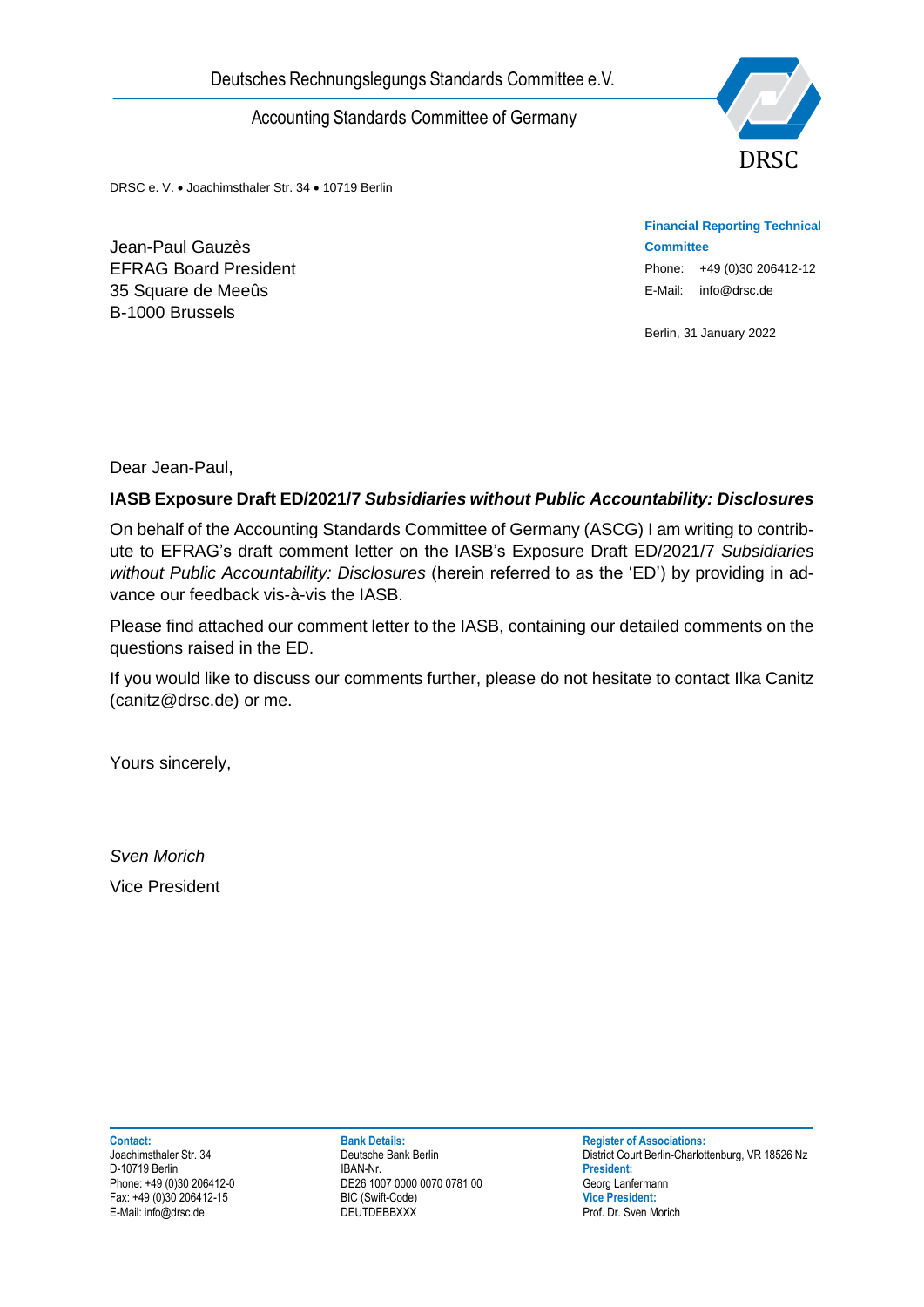Deutsches Rechnungslegungs Standards Committee e.V.

Accounting Standards Committee of Germany

DRSC e. V. • Joachimsthaler Str. 34 • 10719 Berlin

Jean-Paul Gauzès
EFRAG Board President
35 Square de Meeûs
B-1000 Brussels

**Financial Reporting Technical Committee**
Phone: +49 (0)30 206412-12
E-Mail: info@drsc.de

Berlin, 31 January 2022

Dear Jean-Paul,

**IASB Exposure Draft ED/2021/7 *Subsidiaries without Public Accountability: Disclosures***

On behalf of the Accounting Standards Committee of Germany (ASCG) I am writing to contribute to EFRAG's draft comment letter on the IASB's Exposure Draft ED/2021/7 *Subsidiaries without Public Accountability: Disclosures* (herein referred to as the 'ED') by providing in advance our feedback vis-à-vis the IASB.

Please find attached our comment letter to the IASB, containing our detailed comments on the questions raised in the ED.

If you would like to discuss our comments further, please do not hesitate to contact Ilka Canitz (canitz@drsc.de) or me.

Yours sincerely,

*Sven Morich*
Vice President

**Contact:**
Joachimsthaler Str. 34
D-10719 Berlin
Phone: +49 (0)30 206412-0
Fax: +49 (0)30 206412-15
E-Mail: info@drsc.de

**Bank Details:**
Deutsche Bank Berlin
IBAN-Nr.
DE26 1007 0000 0070 0781 00
BIC (Swift-Code)
DEUTDEBBXXX

**Register of Associations:**
District Court Berlin-Charlottenburg, VR 18526 Nz
**President:**
Georg Lanfermann
**Vice President:**
Prof. Dr. Sven Morich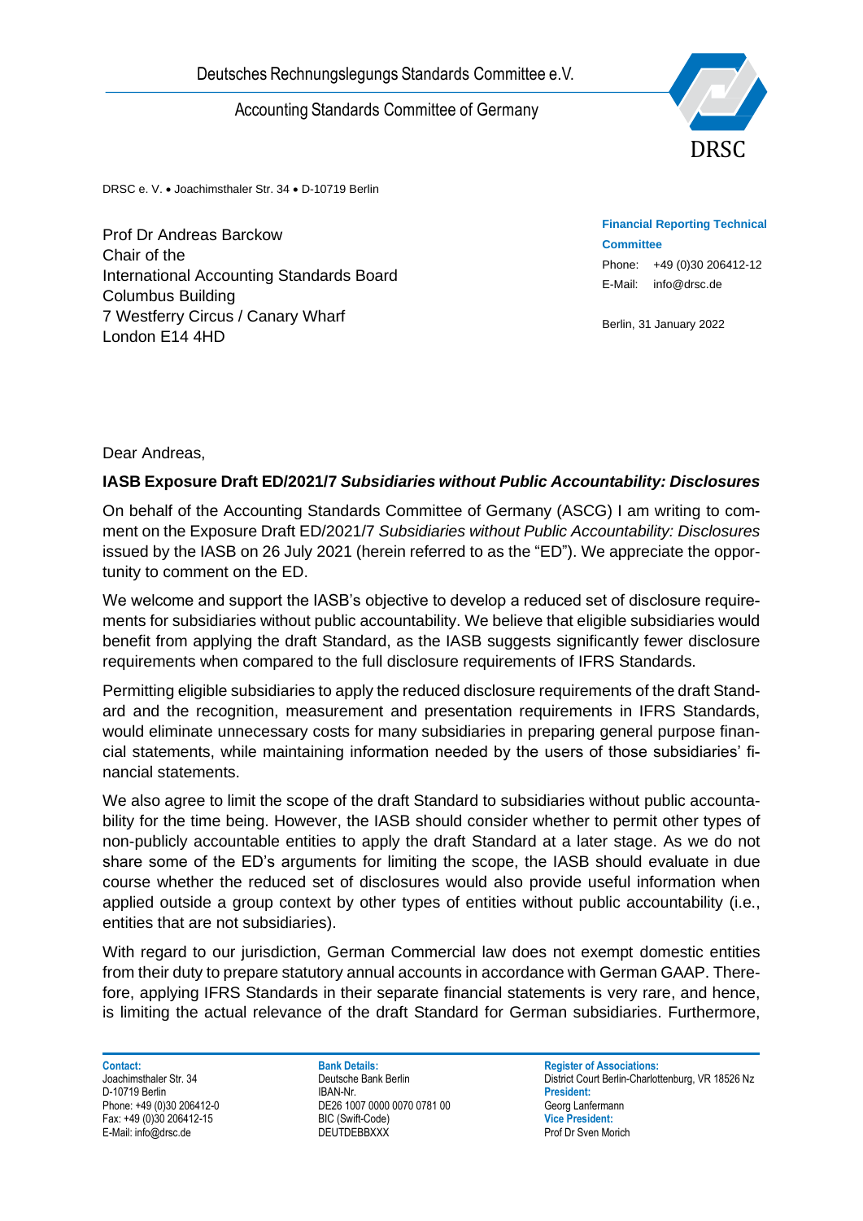Deutsches Rechnungslegungs Standards Committee e.V.

Accounting Standards Committee of Germany

DRSC e. V. • Joachimsthaler Str. 34 • D-10719 Berlin

Prof Dr Andreas Barckow
Chair of the
International Accounting Standards Board
Columbus Building
7 Westferry Circus / Canary Wharf
London E14 4HD

**Financial Reporting Technical Committee**
Phone: +49 (0)30 206412-12
E-Mail: info@drsc.de

Berlin, 31 January 2022

Dear Andreas,

**IASB Exposure Draft ED/2021/7 *Subsidiaries without Public Accountability: Disclosures***

On behalf of the Accounting Standards Committee of Germany (ASCG) I am writing to comment on the Exposure Draft ED/2021/7 *Subsidiaries without Public Accountability: Disclosures* issued by the IASB on 26 July 2021 (herein referred to as the "ED"). We appreciate the opportunity to comment on the ED.

We welcome and support the IASB's objective to develop a reduced set of disclosure requirements for subsidiaries without public accountability. We believe that eligible subsidiaries would benefit from applying the draft Standard, as the IASB suggests significantly fewer disclosure requirements when compared to the full disclosure requirements of IFRS Standards.

Permitting eligible subsidiaries to apply the reduced disclosure requirements of the draft Standard and the recognition, measurement and presentation requirements in IFRS Standards, would eliminate unnecessary costs for many subsidiaries in preparing general purpose financial statements, while maintaining information needed by the users of those subsidiaries' financial statements.

We also agree to limit the scope of the draft Standard to subsidiaries without public accountability for the time being. However, the IASB should consider whether to permit other types of non-publicly accountable entities to apply the draft Standard at a later stage. As we do not share some of the ED's arguments for limiting the scope, the IASB should evaluate in due course whether the reduced set of disclosures would also provide useful information when applied outside a group context by other types of entities without public accountability (i.e., entities that are not subsidiaries).

With regard to our jurisdiction, German Commercial law does not exempt domestic entities from their duty to prepare statutory annual accounts in accordance with German GAAP. Therefore, applying IFRS Standards in their separate financial statements is very rare, and hence, is limiting the actual relevance of the draft Standard for German subsidiaries. Furthermore,

**Contact:**
Joachimsthaler Str. 34
D-10719 Berlin
Phone: +49 (0)30 206412-0
Fax: +49 (0)30 206412-15
E-Mail: info@drsc.de

**Bank Details:**
Deutsche Bank Berlin
IBAN-Nr.
DE26 1007 0000 0070 0781 00
BIC (Swift-Code)
DEUTDEBBXXX

**Register of Associations:**
District Court Berlin-Charlottenburg, VR 18526 Nz
**President:**
Georg Lanfermann
**Vice President:**
Prof Dr Sven Morich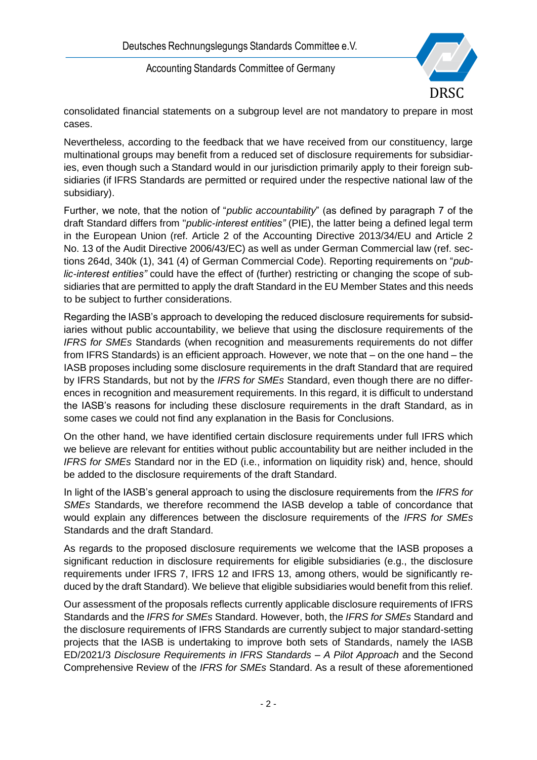consolidated financial statements on a subgroup level are not mandatory to prepare in most cases.

Nevertheless, according to the feedback that we have received from our constituency, large multinational groups may benefit from a reduced set of disclosure requirements for subsidiaries, even though such a Standard would in our jurisdiction primarily apply to their foreign subsidiaries (if IFRS Standards are permitted or required under the respective national law of the subsidiary).

Further, we note, that the notion of "*public accountability*" (as defined by paragraph 7 of the draft Standard differs from "*public-interest entities"* (PIE), the latter being a defined legal term in the European Union (ref. Article 2 of the Accounting Directive 2013/34/EU and Article 2 No. 13 of the Audit Directive 2006/43/EC) as well as under German Commercial law (ref. sections 264d, 340k (1), 341 (4) of German Commercial Code). Reporting requirements on "*public-interest entities"* could have the effect of (further) restricting or changing the scope of subsidiaries that are permitted to apply the draft Standard in the EU Member States and this needs to be subject to further considerations.

Regarding the IASB's approach to developing the reduced disclosure requirements for subsidiaries without public accountability, we believe that using the disclosure requirements of the *IFRS for SMEs* Standards (when recognition and measurements requirements do not differ from IFRS Standards) is an efficient approach. However, we note that – on the one hand – the IASB proposes including some disclosure requirements in the draft Standard that are required by IFRS Standards, but not by the *IFRS for SMEs* Standard, even though there are no differences in recognition and measurement requirements. In this regard, it is difficult to understand the IASB's reasons for including these disclosure requirements in the draft Standard, as in some cases we could not find any explanation in the Basis for Conclusions.

On the other hand, we have identified certain disclosure requirements under full IFRS which we believe are relevant for entities without public accountability but are neither included in the *IFRS for SMEs* Standard nor in the ED (i.e., information on liquidity risk) and, hence, should be added to the disclosure requirements of the draft Standard.

In light of the IASB's general approach to using the disclosure requirements from the *IFRS for SMEs* Standards, we therefore recommend the IASB develop a table of concordance that would explain any differences between the disclosure requirements of the *IFRS for SMEs* Standards and the draft Standard.

As regards to the proposed disclosure requirements we welcome that the IASB proposes a significant reduction in disclosure requirements for eligible subsidiaries (e.g., the disclosure requirements under IFRS 7, IFRS 12 and IFRS 13, among others, would be significantly reduced by the draft Standard). We believe that eligible subsidiaries would benefit from this relief.

Our assessment of the proposals reflects currently applicable disclosure requirements of IFRS Standards and the *IFRS for SMEs* Standard. However, both, the *IFRS for SMEs* Standard and the disclosure requirements of IFRS Standards are currently subject to major standard-setting projects that the IASB is undertaking to improve both sets of Standards, namely the IASB ED/2021/3 *Disclosure Requirements in IFRS Standards – A Pilot Approach* and the Second Comprehensive Review of the *IFRS for SMEs* Standard. As a result of these aforementioned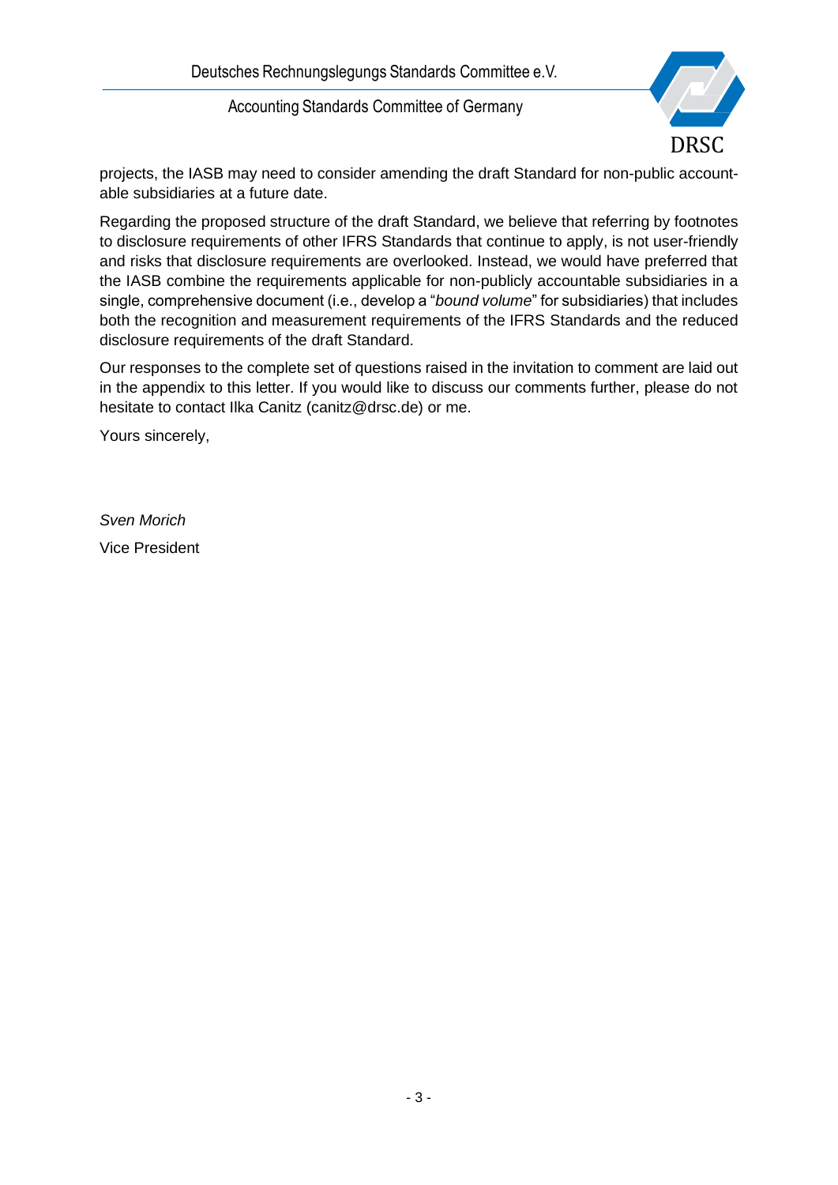projects, the IASB may need to consider amending the draft Standard for non-public accountable subsidiaries at a future date.

Regarding the proposed structure of the draft Standard, we believe that referring by footnotes to disclosure requirements of other IFRS Standards that continue to apply, is not user-friendly and risks that disclosure requirements are overlooked. Instead, we would have preferred that the IASB combine the requirements applicable for non-publicly accountable subsidiaries in a single, comprehensive document (i.e., develop a "*bound volume*" for subsidiaries) that includes both the recognition and measurement requirements of the IFRS Standards and the reduced disclosure requirements of the draft Standard.

Our responses to the complete set of questions raised in the invitation to comment are laid out in the appendix to this letter. If you would like to discuss our comments further, please do not hesitate to contact Ilka Canitz (canitz@drsc.de) or me.

Yours sincerely,

*Sven Morich*

Vice President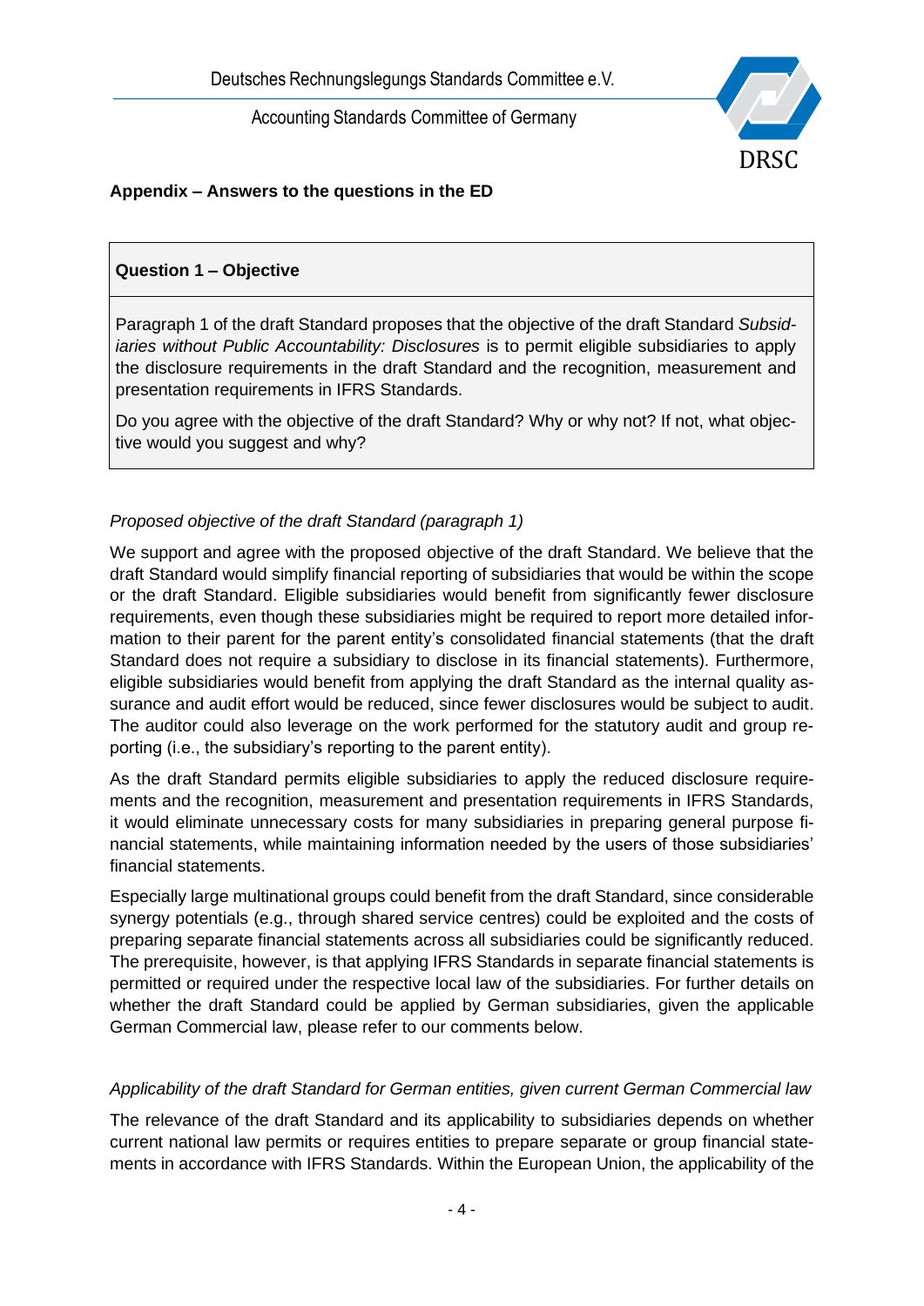## Appendix – Answers to the questions in the ED

**Question 1 – Objective**

Paragraph 1 of the draft Standard proposes that the objective of the draft Standard *Subsidiaries without Public Accountability: Disclosures* is to permit eligible subsidiaries to apply the disclosure requirements in the draft Standard and the recognition, measurement and presentation requirements in IFRS Standards.

Do you agree with the objective of the draft Standard? Why or why not? If not, what objective would you suggest and why?

*Proposed objective of the draft Standard (paragraph 1)*

We support and agree with the proposed objective of the draft Standard. We believe that the draft Standard would simplify financial reporting of subsidiaries that would be within the scope or the draft Standard. Eligible subsidiaries would benefit from significantly fewer disclosure requirements, even though these subsidiaries might be required to report more detailed information to their parent for the parent entity's consolidated financial statements (that the draft Standard does not require a subsidiary to disclose in its financial statements). Furthermore, eligible subsidiaries would benefit from applying the draft Standard as the internal quality assurance and audit effort would be reduced, since fewer disclosures would be subject to audit. The auditor could also leverage on the work performed for the statutory audit and group reporting (i.e., the subsidiary's reporting to the parent entity).

As the draft Standard permits eligible subsidiaries to apply the reduced disclosure requirements and the recognition, measurement and presentation requirements in IFRS Standards, it would eliminate unnecessary costs for many subsidiaries in preparing general purpose financial statements, while maintaining information needed by the users of those subsidiaries' financial statements.

Especially large multinational groups could benefit from the draft Standard, since considerable synergy potentials (e.g., through shared service centres) could be exploited and the costs of preparing separate financial statements across all subsidiaries could be significantly reduced. The prerequisite, however, is that applying IFRS Standards in separate financial statements is permitted or required under the respective local law of the subsidiaries. For further details on whether the draft Standard could be applied by German subsidiaries, given the applicable German Commercial law, please refer to our comments below.

*Applicability of the draft Standard for German entities, given current German Commercial law*

The relevance of the draft Standard and its applicability to subsidiaries depends on whether current national law permits or requires entities to prepare separate or group financial statements in accordance with IFRS Standards. Within the European Union, the applicability of the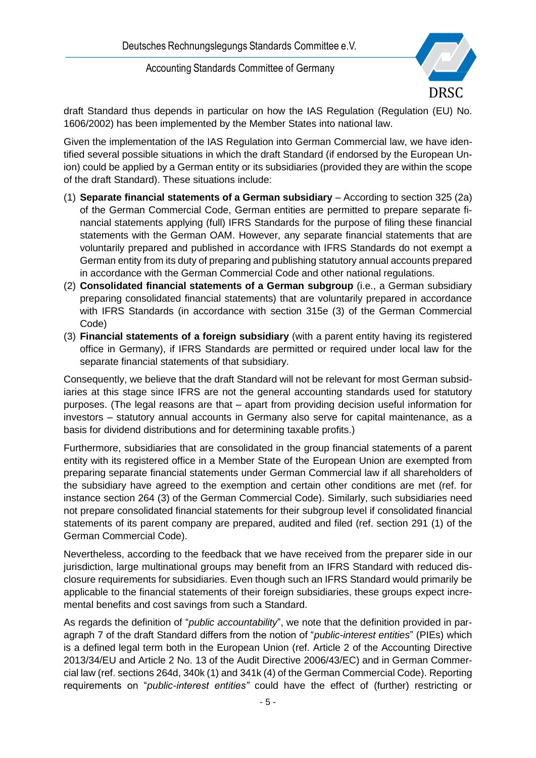draft Standard thus depends in particular on how the IAS Regulation (Regulation (EU) No. 1606/2002) has been implemented by the Member States into national law.

Given the implementation of the IAS Regulation into German Commercial law, we have identified several possible situations in which the draft Standard (if endorsed by the European Union) could be applied by a German entity or its subsidiaries (provided they are within the scope of the draft Standard). These situations include:

1. **Separate financial statements of a German subsidiary** – According to section 325 (2a) of the German Commercial Code, German entities are permitted to prepare separate financial statements applying (full) IFRS Standards for the purpose of filing these financial statements with the German OAM. However, any separate financial statements that are voluntarily prepared and published in accordance with IFRS Standards do not exempt a German entity from its duty of preparing and publishing statutory annual accounts prepared in accordance with the German Commercial Code and other national regulations.
2. **Consolidated financial statements of a German subgroup** (i.e., a German subsidiary preparing consolidated financial statements) that are voluntarily prepared in accordance with IFRS Standards (in accordance with section 315e (3) of the German Commercial Code)
3. **Financial statements of a foreign subsidiary** (with a parent entity having its registered office in Germany), if IFRS Standards are permitted or required under local law for the separate financial statements of that subsidiary.

Consequently, we believe that the draft Standard will not be relevant for most German subsidiaries at this stage since IFRS are not the general accounting standards used for statutory purposes. (The legal reasons are that – apart from providing decision useful information for investors – statutory annual accounts in Germany also serve for capital maintenance, as a basis for dividend distributions and for determining taxable profits.)

Furthermore, subsidiaries that are consolidated in the group financial statements of a parent entity with its registered office in a Member State of the European Union are exempted from preparing separate financial statements under German Commercial law if all shareholders of the subsidiary have agreed to the exemption and certain other conditions are met (ref. for instance section 264 (3) of the German Commercial Code). Similarly, such subsidiaries need not prepare consolidated financial statements for their subgroup level if consolidated financial statements of its parent company are prepared, audited and filed (ref. section 291 (1) of the German Commercial Code).

Nevertheless, according to the feedback that we have received from the preparer side in our jurisdiction, large multinational groups may benefit from an IFRS Standard with reduced disclosure requirements for subsidiaries. Even though such an IFRS Standard would primarily be applicable to the financial statements of their foreign subsidiaries, these groups expect incremental benefits and cost savings from such a Standard.

As regards the definition of "*public accountability*", we note that the definition provided in paragraph 7 of the draft Standard differs from the notion of "*public-interest entities*" (PIEs) which is a defined legal term both in the European Union (ref. Article 2 of the Accounting Directive 2013/34/EU and Article 2 No. 13 of the Audit Directive 2006/43/EC) and in German Commercial law (ref. sections 264d, 340k (1) and 341k (4) of the German Commercial Code). Reporting requirements on "*public-interest entities"* could have the effect of (further) restricting or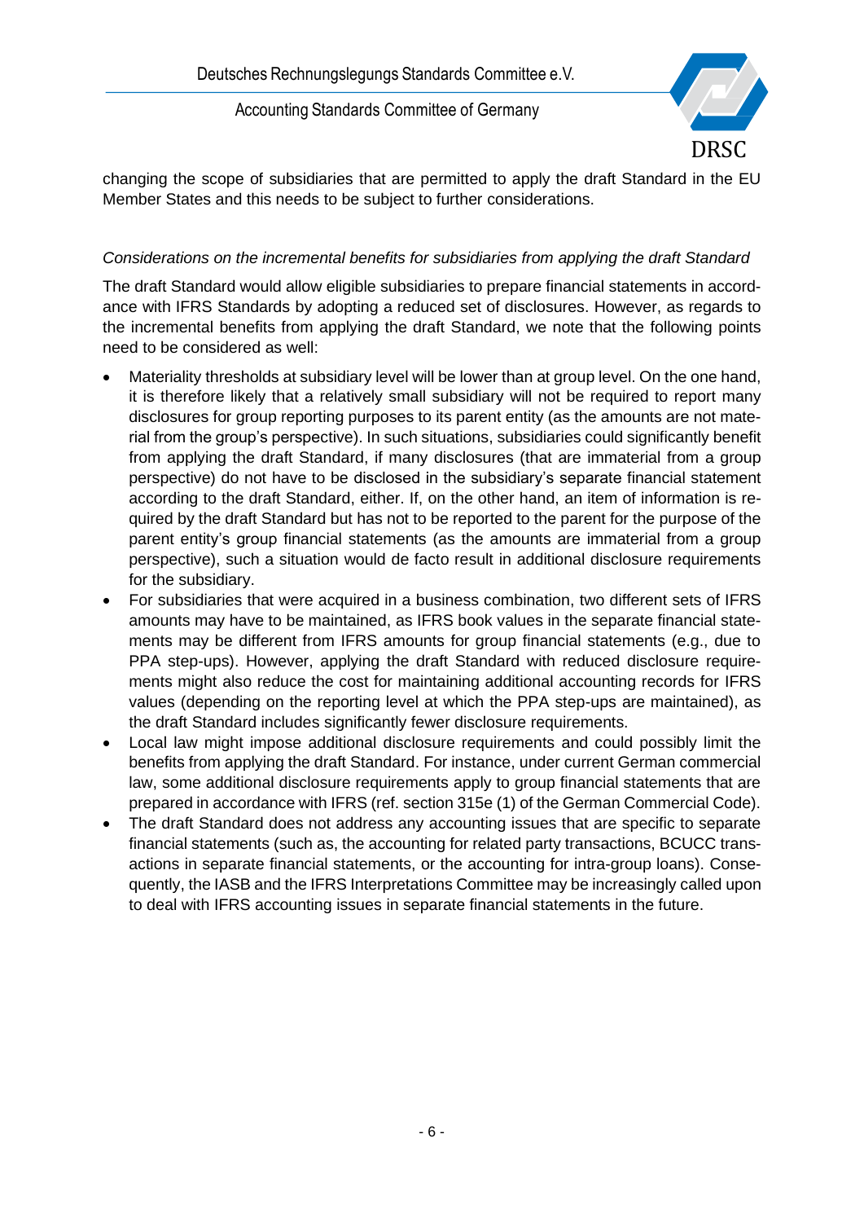changing the scope of subsidiaries that are permitted to apply the draft Standard in the EU Member States and this needs to be subject to further considerations.

*Considerations on the incremental benefits for subsidiaries from applying the draft Standard*

The draft Standard would allow eligible subsidiaries to prepare financial statements in accordance with IFRS Standards by adopting a reduced set of disclosures. However, as regards to the incremental benefits from applying the draft Standard, we note that the following points need to be considered as well:

- Materiality thresholds at subsidiary level will be lower than at group level. On the one hand, it is therefore likely that a relatively small subsidiary will not be required to report many disclosures for group reporting purposes to its parent entity (as the amounts are not material from the group's perspective). In such situations, subsidiaries could significantly benefit from applying the draft Standard, if many disclosures (that are immaterial from a group perspective) do not have to be disclosed in the subsidiary's separate financial statement according to the draft Standard, either. If, on the other hand, an item of information is required by the draft Standard but has not to be reported to the parent for the purpose of the parent entity's group financial statements (as the amounts are immaterial from a group perspective), such a situation would de facto result in additional disclosure requirements for the subsidiary.
- For subsidiaries that were acquired in a business combination, two different sets of IFRS amounts may have to be maintained, as IFRS book values in the separate financial statements may be different from IFRS amounts for group financial statements (e.g., due to PPA step-ups). However, applying the draft Standard with reduced disclosure requirements might also reduce the cost for maintaining additional accounting records for IFRS values (depending on the reporting level at which the PPA step-ups are maintained), as the draft Standard includes significantly fewer disclosure requirements.
- Local law might impose additional disclosure requirements and could possibly limit the benefits from applying the draft Standard. For instance, under current German commercial law, some additional disclosure requirements apply to group financial statements that are prepared in accordance with IFRS (ref. section 315e (1) of the German Commercial Code).
- The draft Standard does not address any accounting issues that are specific to separate financial statements (such as, the accounting for related party transactions, BCUCC transactions in separate financial statements, or the accounting for intra-group loans). Consequently, the IASB and the IFRS Interpretations Committee may be increasingly called upon to deal with IFRS accounting issues in separate financial statements in the future.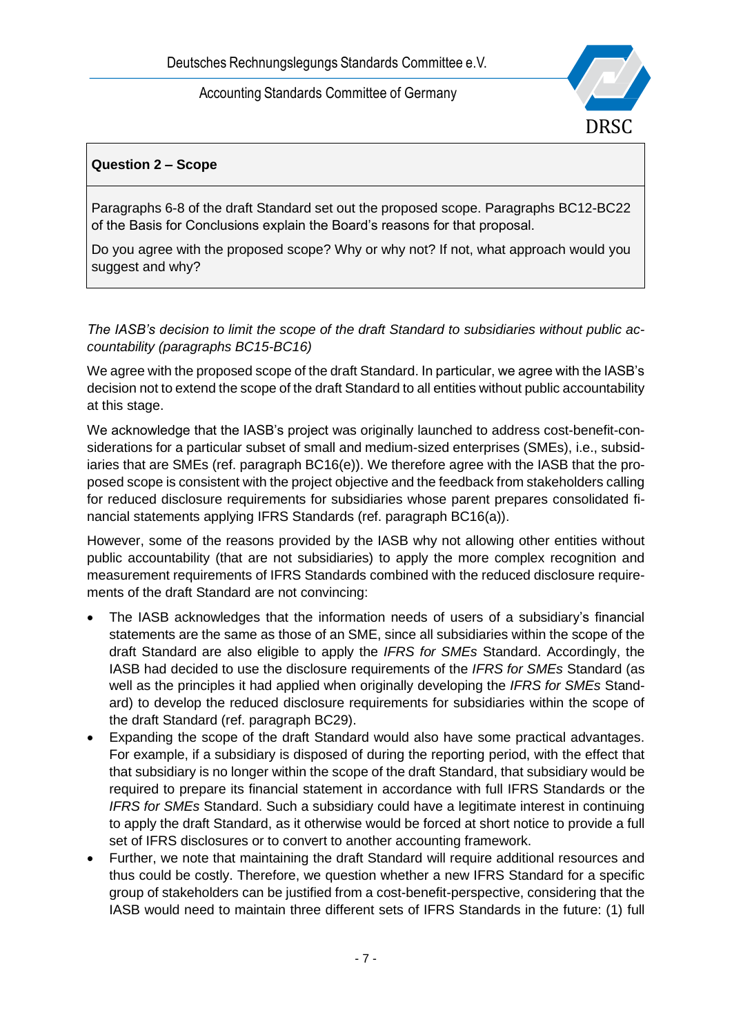**Question 2 – Scope**

Paragraphs 6-8 of the draft Standard set out the proposed scope. Paragraphs BC12-BC22 of the Basis for Conclusions explain the Board's reasons for that proposal.

Do you agree with the proposed scope? Why or why not? If not, what approach would you suggest and why?

*The IASB's decision to limit the scope of the draft Standard to subsidiaries without public accountability (paragraphs BC15-BC16)*

We agree with the proposed scope of the draft Standard. In particular, we agree with the IASB's decision not to extend the scope of the draft Standard to all entities without public accountability at this stage.

We acknowledge that the IASB's project was originally launched to address cost-benefit-considerations for a particular subset of small and medium-sized enterprises (SMEs), i.e., subsidiaries that are SMEs (ref. paragraph BC16(e)). We therefore agree with the IASB that the proposed scope is consistent with the project objective and the feedback from stakeholders calling for reduced disclosure requirements for subsidiaries whose parent prepares consolidated financial statements applying IFRS Standards (ref. paragraph BC16(a)).

However, some of the reasons provided by the IASB why not allowing other entities without public accountability (that are not subsidiaries) to apply the more complex recognition and measurement requirements of IFRS Standards combined with the reduced disclosure requirements of the draft Standard are not convincing:

- The IASB acknowledges that the information needs of users of a subsidiary's financial statements are the same as those of an SME, since all subsidiaries within the scope of the draft Standard are also eligible to apply the *IFRS for SMEs* Standard. Accordingly, the IASB had decided to use the disclosure requirements of the *IFRS for SMEs* Standard (as well as the principles it had applied when originally developing the *IFRS for SMEs* Standard) to develop the reduced disclosure requirements for subsidiaries within the scope of the draft Standard (ref. paragraph BC29).
- Expanding the scope of the draft Standard would also have some practical advantages. For example, if a subsidiary is disposed of during the reporting period, with the effect that that subsidiary is no longer within the scope of the draft Standard, that subsidiary would be required to prepare its financial statement in accordance with full IFRS Standards or the *IFRS for SMEs* Standard. Such a subsidiary could have a legitimate interest in continuing to apply the draft Standard, as it otherwise would be forced at short notice to provide a full set of IFRS disclosures or to convert to another accounting framework.
- Further, we note that maintaining the draft Standard will require additional resources and thus could be costly. Therefore, we question whether a new IFRS Standard for a specific group of stakeholders can be justified from a cost-benefit-perspective, considering that the IASB would need to maintain three different sets of IFRS Standards in the future: (1) full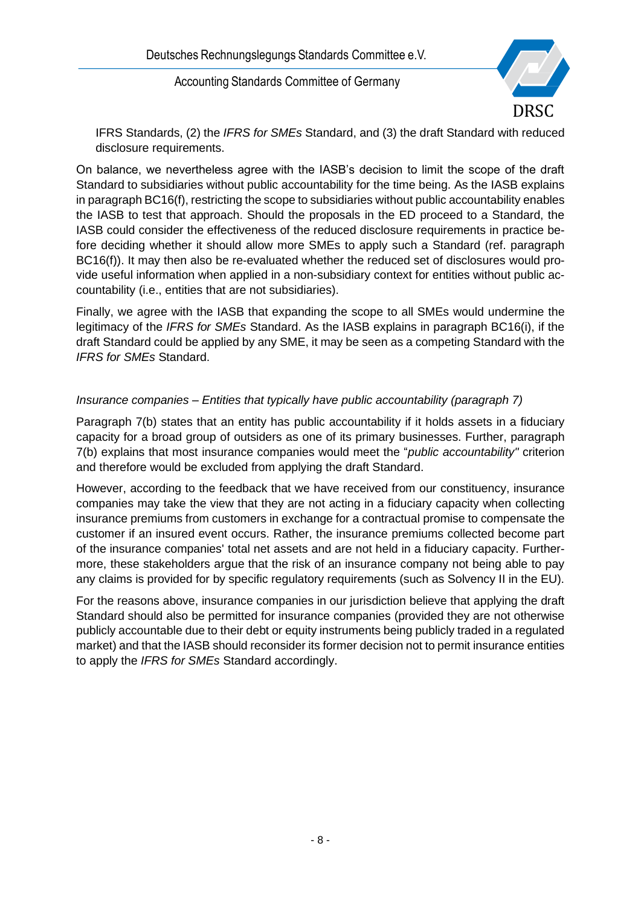IFRS Standards, (2) the *IFRS for SMEs* Standard, and (3) the draft Standard with reduced disclosure requirements.

On balance, we nevertheless agree with the IASB's decision to limit the scope of the draft Standard to subsidiaries without public accountability for the time being. As the IASB explains in paragraph BC16(f), restricting the scope to subsidiaries without public accountability enables the IASB to test that approach. Should the proposals in the ED proceed to a Standard, the IASB could consider the effectiveness of the reduced disclosure requirements in practice before deciding whether it should allow more SMEs to apply such a Standard (ref. paragraph BC16(f)). It may then also be re-evaluated whether the reduced set of disclosures would provide useful information when applied in a non-subsidiary context for entities without public accountability (i.e., entities that are not subsidiaries).

Finally, we agree with the IASB that expanding the scope to all SMEs would undermine the legitimacy of the *IFRS for SMEs* Standard. As the IASB explains in paragraph BC16(i), if the draft Standard could be applied by any SME, it may be seen as a competing Standard with the *IFRS for SMEs* Standard.

*Insurance companies – Entities that typically have public accountability (paragraph 7)*

Paragraph 7(b) states that an entity has public accountability if it holds assets in a fiduciary capacity for a broad group of outsiders as one of its primary businesses. Further, paragraph 7(b) explains that most insurance companies would meet the "*public accountability"* criterion and therefore would be excluded from applying the draft Standard.

However, according to the feedback that we have received from our constituency, insurance companies may take the view that they are not acting in a fiduciary capacity when collecting insurance premiums from customers in exchange for a contractual promise to compensate the customer if an insured event occurs. Rather, the insurance premiums collected become part of the insurance companies' total net assets and are not held in a fiduciary capacity. Furthermore, these stakeholders argue that the risk of an insurance company not being able to pay any claims is provided for by specific regulatory requirements (such as Solvency II in the EU).

For the reasons above, insurance companies in our jurisdiction believe that applying the draft Standard should also be permitted for insurance companies (provided they are not otherwise publicly accountable due to their debt or equity instruments being publicly traded in a regulated market) and that the IASB should reconsider its former decision not to permit insurance entities to apply the *IFRS for SMEs* Standard accordingly.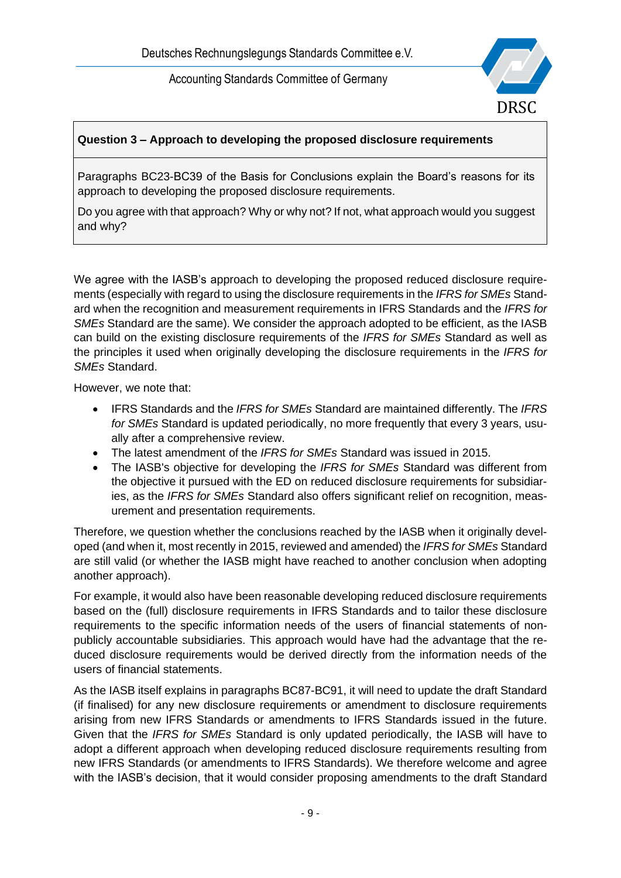**Question 3 – Approach to developing the proposed disclosure requirements**

Paragraphs BC23-BC39 of the Basis for Conclusions explain the Board's reasons for its approach to developing the proposed disclosure requirements.

Do you agree with that approach? Why or why not? If not, what approach would you suggest and why?

We agree with the IASB's approach to developing the proposed reduced disclosure requirements (especially with regard to using the disclosure requirements in the *IFRS for SMEs* Standard when the recognition and measurement requirements in IFRS Standards and the *IFRS for SMEs* Standard are the same). We consider the approach adopted to be efficient, as the IASB can build on the existing disclosure requirements of the *IFRS for SMEs* Standard as well as the principles it used when originally developing the disclosure requirements in the *IFRS for SMEs* Standard.

However, we note that:

- IFRS Standards and the *IFRS for SMEs* Standard are maintained differently. The *IFRS for SMEs* Standard is updated periodically, no more frequently that every 3 years, usually after a comprehensive review.
- The latest amendment of the *IFRS for SMEs* Standard was issued in 2015.
- The IASB's objective for developing the *IFRS for SMEs* Standard was different from the objective it pursued with the ED on reduced disclosure requirements for subsidiaries, as the *IFRS for SMEs* Standard also offers significant relief on recognition, measurement and presentation requirements.

Therefore, we question whether the conclusions reached by the IASB when it originally developed (and when it, most recently in 2015, reviewed and amended) the *IFRS for SMEs* Standard are still valid (or whether the IASB might have reached to another conclusion when adopting another approach).

For example, it would also have been reasonable developing reduced disclosure requirements based on the (full) disclosure requirements in IFRS Standards and to tailor these disclosure requirements to the specific information needs of the users of financial statements of non-publicly accountable subsidiaries. This approach would have had the advantage that the reduced disclosure requirements would be derived directly from the information needs of the users of financial statements.

As the IASB itself explains in paragraphs BC87-BC91, it will need to update the draft Standard (if finalised) for any new disclosure requirements or amendment to disclosure requirements arising from new IFRS Standards or amendments to IFRS Standards issued in the future. Given that the *IFRS for SMEs* Standard is only updated periodically, the IASB will have to adopt a different approach when developing reduced disclosure requirements resulting from new IFRS Standards (or amendments to IFRS Standards). We therefore welcome and agree with the IASB's decision, that it would consider proposing amendments to the draft Standard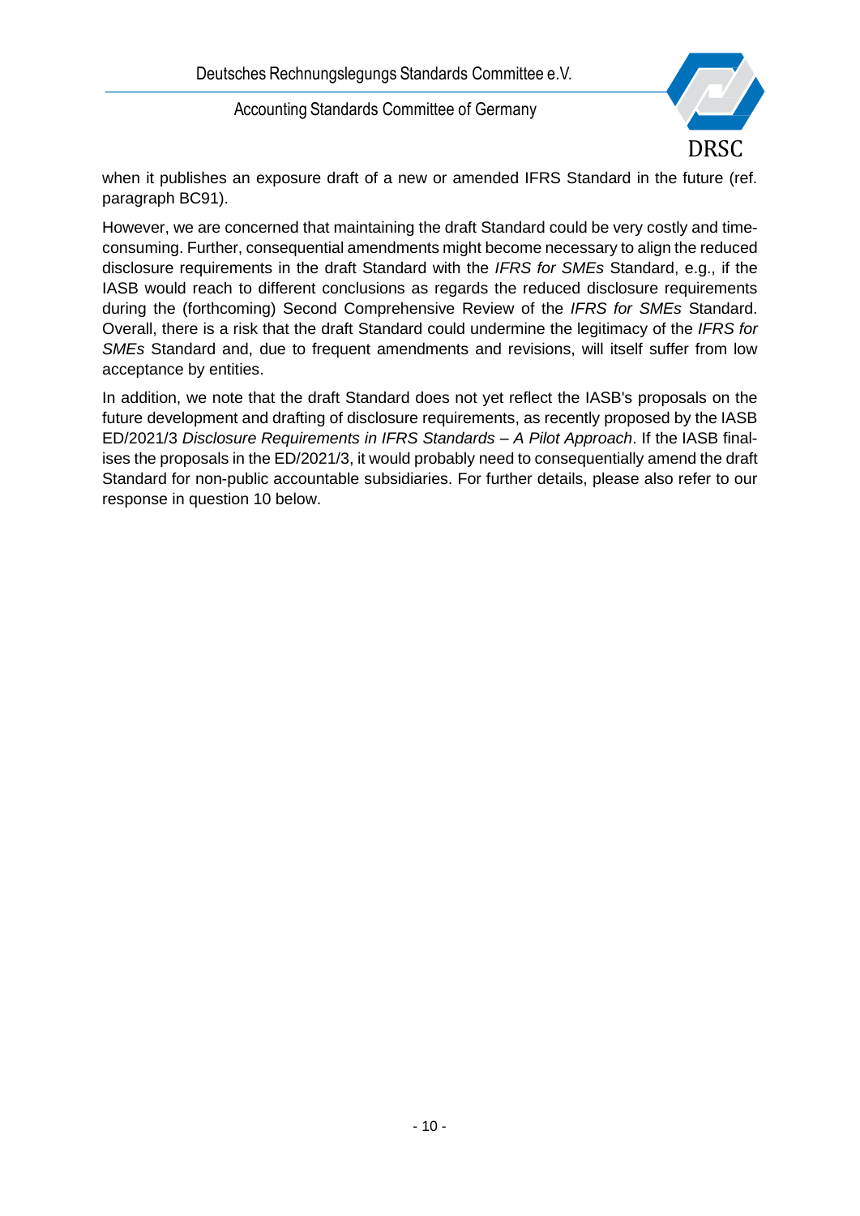when it publishes an exposure draft of a new or amended IFRS Standard in the future (ref. paragraph BC91).

However, we are concerned that maintaining the draft Standard could be very costly and time-consuming. Further, consequential amendments might become necessary to align the reduced disclosure requirements in the draft Standard with the *IFRS for SMEs* Standard, e.g., if the IASB would reach to different conclusions as regards the reduced disclosure requirements during the (forthcoming) Second Comprehensive Review of the *IFRS for SMEs* Standard. Overall, there is a risk that the draft Standard could undermine the legitimacy of the *IFRS for SMEs* Standard and, due to frequent amendments and revisions, will itself suffer from low acceptance by entities.

In addition, we note that the draft Standard does not yet reflect the IASB's proposals on the future development and drafting of disclosure requirements, as recently proposed by the IASB ED/2021/3 *Disclosure Requirements in IFRS Standards – A Pilot Approach*. If the IASB finalises the proposals in the ED/2021/3, it would probably need to consequentially amend the draft Standard for non-public accountable subsidiaries. For further details, please also refer to our response in question 10 below.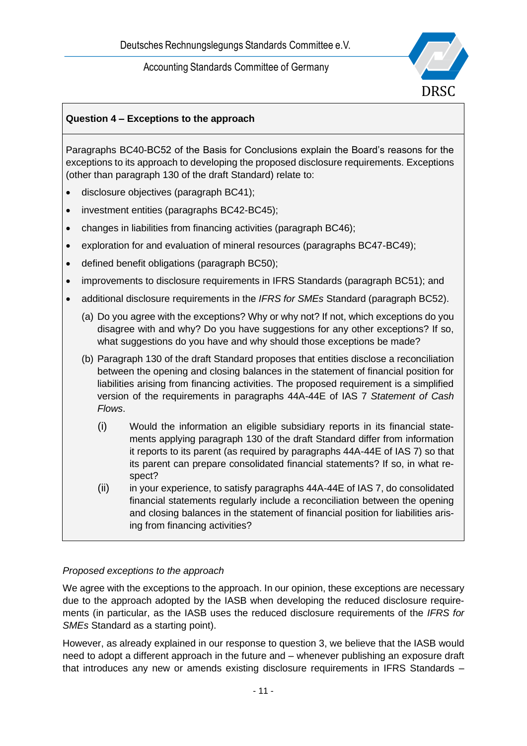**Question 4 – Exceptions to the approach**

Paragraphs BC40-BC52 of the Basis for Conclusions explain the Board's reasons for the exceptions to its approach to developing the proposed disclosure requirements. Exceptions (other than paragraph 130 of the draft Standard) relate to:

- disclosure objectives (paragraph BC41);
- investment entities (paragraphs BC42-BC45);
- changes in liabilities from financing activities (paragraph BC46);
- exploration for and evaluation of mineral resources (paragraphs BC47-BC49);
- defined benefit obligations (paragraph BC50);
- improvements to disclosure requirements in IFRS Standards (paragraph BC51); and
- additional disclosure requirements in the *IFRS for SMEs* Standard (paragraph BC52).

(a) Do you agree with the exceptions? Why or why not? If not, which exceptions do you disagree with and why? Do you have suggestions for any other exceptions? If so, what suggestions do you have and why should those exceptions be made?

(b) Paragraph 130 of the draft Standard proposes that entities disclose a reconciliation between the opening and closing balances in the statement of financial position for liabilities arising from financing activities. The proposed requirement is a simplified version of the requirements in paragraphs 44A-44E of IAS 7 *Statement of Cash Flows*.

(i) Would the information an eligible subsidiary reports in its financial statements applying paragraph 130 of the draft Standard differ from information it reports to its parent (as required by paragraphs 44A-44E of IAS 7) so that its parent can prepare consolidated financial statements? If so, in what respect?

(ii) in your experience, to satisfy paragraphs 44A-44E of IAS 7, do consolidated financial statements regularly include a reconciliation between the opening and closing balances in the statement of financial position for liabilities arising from financing activities?

*Proposed exceptions to the approach*

We agree with the exceptions to the approach. In our opinion, these exceptions are necessary due to the approach adopted by the IASB when developing the reduced disclosure requirements (in particular, as the IASB uses the reduced disclosure requirements of the *IFRS for SMEs* Standard as a starting point).

However, as already explained in our response to question 3, we believe that the IASB would need to adopt a different approach in the future and – whenever publishing an exposure draft that introduces any new or amends existing disclosure requirements in IFRS Standards –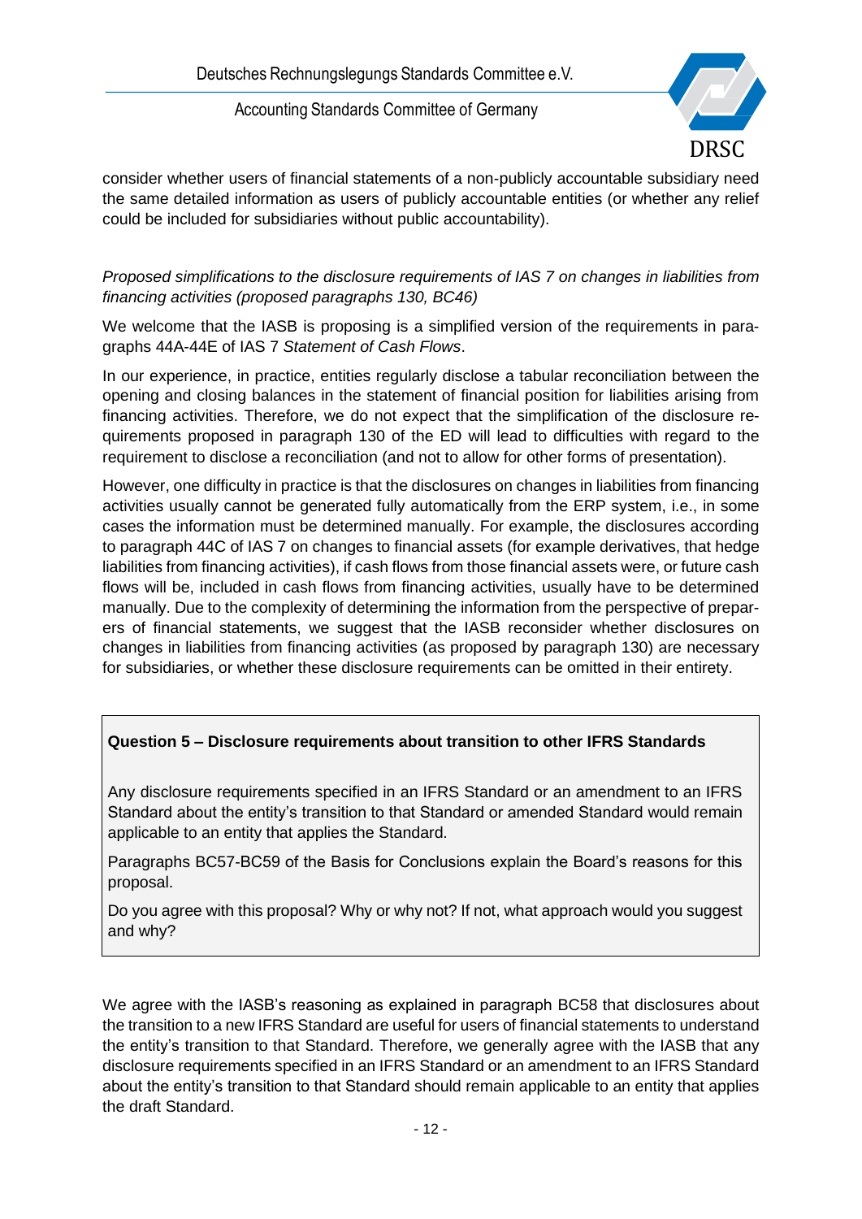consider whether users of financial statements of a non-publicly accountable subsidiary need the same detailed information as users of publicly accountable entities (or whether any relief could be included for subsidiaries without public accountability).

*Proposed simplifications to the disclosure requirements of IAS 7 on changes in liabilities from financing activities (proposed paragraphs 130, BC46)*

We welcome that the IASB is proposing is a simplified version of the requirements in paragraphs 44A-44E of IAS 7 *Statement of Cash Flows*.

In our experience, in practice, entities regularly disclose a tabular reconciliation between the opening and closing balances in the statement of financial position for liabilities arising from financing activities. Therefore, we do not expect that the simplification of the disclosure requirements proposed in paragraph 130 of the ED will lead to difficulties with regard to the requirement to disclose a reconciliation (and not to allow for other forms of presentation).

However, one difficulty in practice is that the disclosures on changes in liabilities from financing activities usually cannot be generated fully automatically from the ERP system, i.e., in some cases the information must be determined manually. For example, the disclosures according to paragraph 44C of IAS 7 on changes to financial assets (for example derivatives, that hedge liabilities from financing activities), if cash flows from those financial assets were, or future cash flows will be, included in cash flows from financing activities, usually have to be determined manually. Due to the complexity of determining the information from the perspective of preparers of financial statements, we suggest that the IASB reconsider whether disclosures on changes in liabilities from financing activities (as proposed by paragraph 130) are necessary for subsidiaries, or whether these disclosure requirements can be omitted in their entirety.

> **Question 5 – Disclosure requirements about transition to other IFRS Standards**
>
> Any disclosure requirements specified in an IFRS Standard or an amendment to an IFRS Standard about the entity's transition to that Standard or amended Standard would remain applicable to an entity that applies the Standard.
>
> Paragraphs BC57-BC59 of the Basis for Conclusions explain the Board's reasons for this proposal.
>
> Do you agree with this proposal? Why or why not? If not, what approach would you suggest and why?

We agree with the IASB's reasoning as explained in paragraph BC58 that disclosures about the transition to a new IFRS Standard are useful for users of financial statements to understand the entity's transition to that Standard. Therefore, we generally agree with the IASB that any disclosure requirements specified in an IFRS Standard or an amendment to an IFRS Standard about the entity's transition to that Standard should remain applicable to an entity that applies the draft Standard.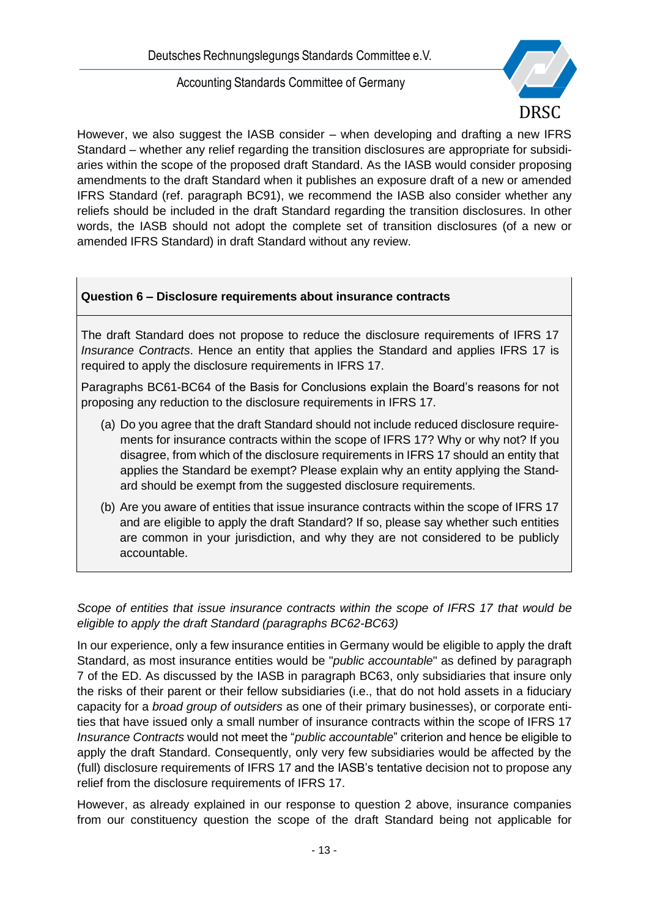However, we also suggest the IASB consider – when developing and drafting a new IFRS Standard – whether any relief regarding the transition disclosures are appropriate for subsidiaries within the scope of the proposed draft Standard. As the IASB would consider proposing amendments to the draft Standard when it publishes an exposure draft of a new or amended IFRS Standard (ref. paragraph BC91), we recommend the IASB also consider whether any reliefs should be included in the draft Standard regarding the transition disclosures. In other words, the IASB should not adopt the complete set of transition disclosures (of a new or amended IFRS Standard) in draft Standard without any review.

**Question 6 – Disclosure requirements about insurance contracts**

The draft Standard does not propose to reduce the disclosure requirements of IFRS 17 *Insurance Contracts*. Hence an entity that applies the Standard and applies IFRS 17 is required to apply the disclosure requirements in IFRS 17.

Paragraphs BC61-BC64 of the Basis for Conclusions explain the Board's reasons for not proposing any reduction to the disclosure requirements in IFRS 17.

(a) Do you agree that the draft Standard should not include reduced disclosure requirements for insurance contracts within the scope of IFRS 17? Why or why not? If you disagree, from which of the disclosure requirements in IFRS 17 should an entity that applies the Standard be exempt? Please explain why an entity applying the Standard should be exempt from the suggested disclosure requirements.

(b) Are you aware of entities that issue insurance contracts within the scope of IFRS 17 and are eligible to apply the draft Standard? If so, please say whether such entities are common in your jurisdiction, and why they are not considered to be publicly accountable.

*Scope of entities that issue insurance contracts within the scope of IFRS 17 that would be eligible to apply the draft Standard (paragraphs BC62-BC63)*

In our experience, only a few insurance entities in Germany would be eligible to apply the draft Standard, as most insurance entities would be "*public accountable*" as defined by paragraph 7 of the ED. As discussed by the IASB in paragraph BC63, only subsidiaries that insure only the risks of their parent or their fellow subsidiaries (i.e., that do not hold assets in a fiduciary capacity for a *broad group of outsiders* as one of their primary businesses), or corporate entities that have issued only a small number of insurance contracts within the scope of IFRS 17 *Insurance Contracts* would not meet the "*public accountable*" criterion and hence be eligible to apply the draft Standard. Consequently, only very few subsidiaries would be affected by the (full) disclosure requirements of IFRS 17 and the IASB's tentative decision not to propose any relief from the disclosure requirements of IFRS 17.

However, as already explained in our response to question 2 above, insurance companies from our constituency question the scope of the draft Standard being not applicable for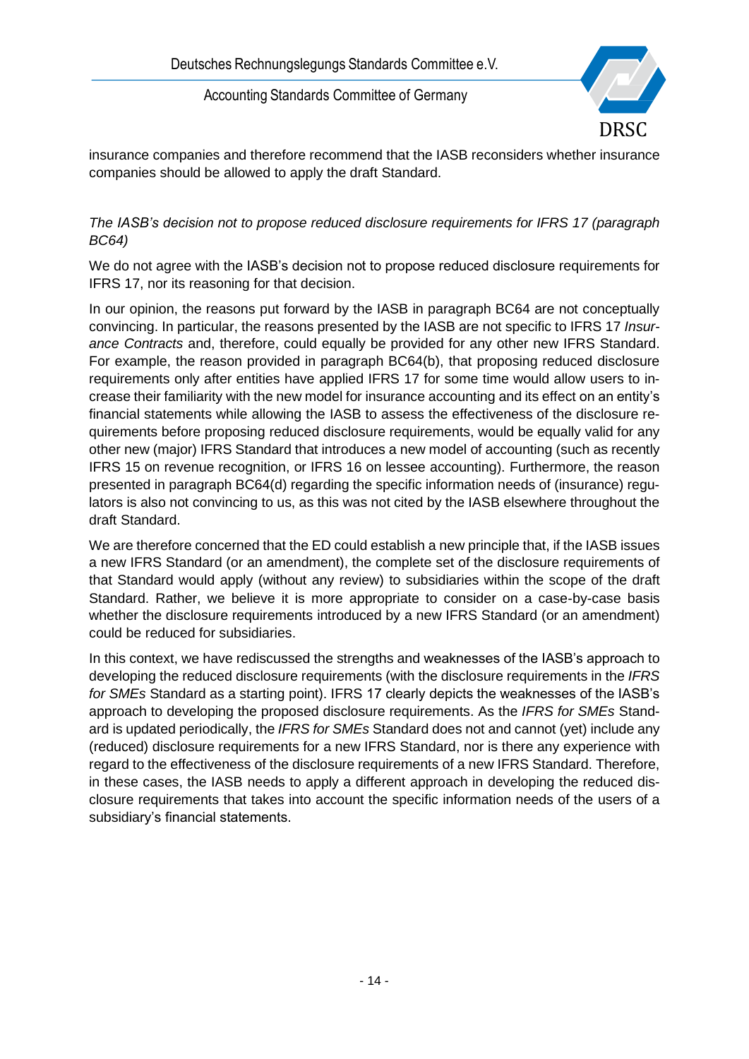insurance companies and therefore recommend that the IASB reconsiders whether insurance companies should be allowed to apply the draft Standard.

*The IASB's decision not to propose reduced disclosure requirements for IFRS 17 (paragraph BC64)*

We do not agree with the IASB's decision not to propose reduced disclosure requirements for IFRS 17, nor its reasoning for that decision.

In our opinion, the reasons put forward by the IASB in paragraph BC64 are not conceptually convincing. In particular, the reasons presented by the IASB are not specific to IFRS 17 *Insurance Contracts* and, therefore, could equally be provided for any other new IFRS Standard. For example, the reason provided in paragraph BC64(b), that proposing reduced disclosure requirements only after entities have applied IFRS 17 for some time would allow users to increase their familiarity with the new model for insurance accounting and its effect on an entity's financial statements while allowing the IASB to assess the effectiveness of the disclosure requirements before proposing reduced disclosure requirements, would be equally valid for any other new (major) IFRS Standard that introduces a new model of accounting (such as recently IFRS 15 on revenue recognition, or IFRS 16 on lessee accounting). Furthermore, the reason presented in paragraph BC64(d) regarding the specific information needs of (insurance) regulators is also not convincing to us, as this was not cited by the IASB elsewhere throughout the draft Standard.

We are therefore concerned that the ED could establish a new principle that, if the IASB issues a new IFRS Standard (or an amendment), the complete set of the disclosure requirements of that Standard would apply (without any review) to subsidiaries within the scope of the draft Standard. Rather, we believe it is more appropriate to consider on a case-by-case basis whether the disclosure requirements introduced by a new IFRS Standard (or an amendment) could be reduced for subsidiaries.

In this context, we have rediscussed the strengths and weaknesses of the IASB's approach to developing the reduced disclosure requirements (with the disclosure requirements in the *IFRS for SMEs* Standard as a starting point). IFRS 17 clearly depicts the weaknesses of the IASB's approach to developing the proposed disclosure requirements. As the *IFRS for SMEs* Standard is updated periodically, the *IFRS for SMEs* Standard does not and cannot (yet) include any (reduced) disclosure requirements for a new IFRS Standard, nor is there any experience with regard to the effectiveness of the disclosure requirements of a new IFRS Standard. Therefore, in these cases, the IASB needs to apply a different approach in developing the reduced disclosure requirements that takes into account the specific information needs of the users of a subsidiary's financial statements.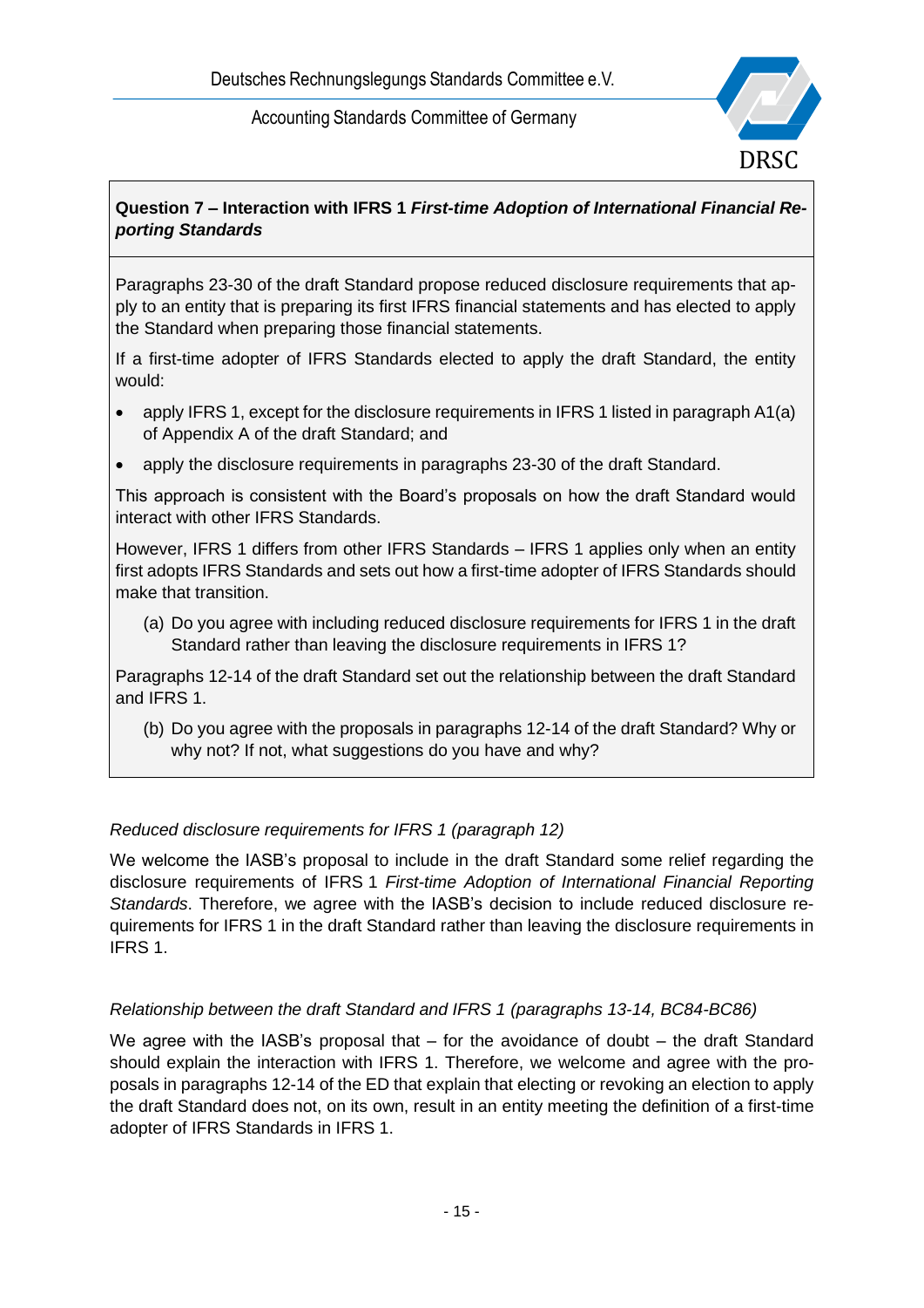**Question 7 – Interaction with IFRS 1 *First-time Adoption of International Financial Reporting Standards***

Paragraphs 23-30 of the draft Standard propose reduced disclosure requirements that apply to an entity that is preparing its first IFRS financial statements and has elected to apply the Standard when preparing those financial statements.

If a first-time adopter of IFRS Standards elected to apply the draft Standard, the entity would:

- apply IFRS 1, except for the disclosure requirements in IFRS 1 listed in paragraph A1(a) of Appendix A of the draft Standard; and
- apply the disclosure requirements in paragraphs 23-30 of the draft Standard.

This approach is consistent with the Board's proposals on how the draft Standard would interact with other IFRS Standards.

However, IFRS 1 differs from other IFRS Standards – IFRS 1 applies only when an entity first adopts IFRS Standards and sets out how a first-time adopter of IFRS Standards should make that transition.

(a) Do you agree with including reduced disclosure requirements for IFRS 1 in the draft Standard rather than leaving the disclosure requirements in IFRS 1?

Paragraphs 12-14 of the draft Standard set out the relationship between the draft Standard and IFRS 1.

(b) Do you agree with the proposals in paragraphs 12-14 of the draft Standard? Why or why not? If not, what suggestions do you have and why?

*Reduced disclosure requirements for IFRS 1 (paragraph 12)*

We welcome the IASB's proposal to include in the draft Standard some relief regarding the disclosure requirements of IFRS 1 *First-time Adoption of International Financial Reporting Standards*. Therefore, we agree with the IASB's decision to include reduced disclosure requirements for IFRS 1 in the draft Standard rather than leaving the disclosure requirements in IFRS 1.

*Relationship between the draft Standard and IFRS 1 (paragraphs 13-14, BC84-BC86)*

We agree with the IASB's proposal that – for the avoidance of doubt – the draft Standard should explain the interaction with IFRS 1. Therefore, we welcome and agree with the proposals in paragraphs 12-14 of the ED that explain that electing or revoking an election to apply the draft Standard does not, on its own, result in an entity meeting the definition of a first-time adopter of IFRS Standards in IFRS 1.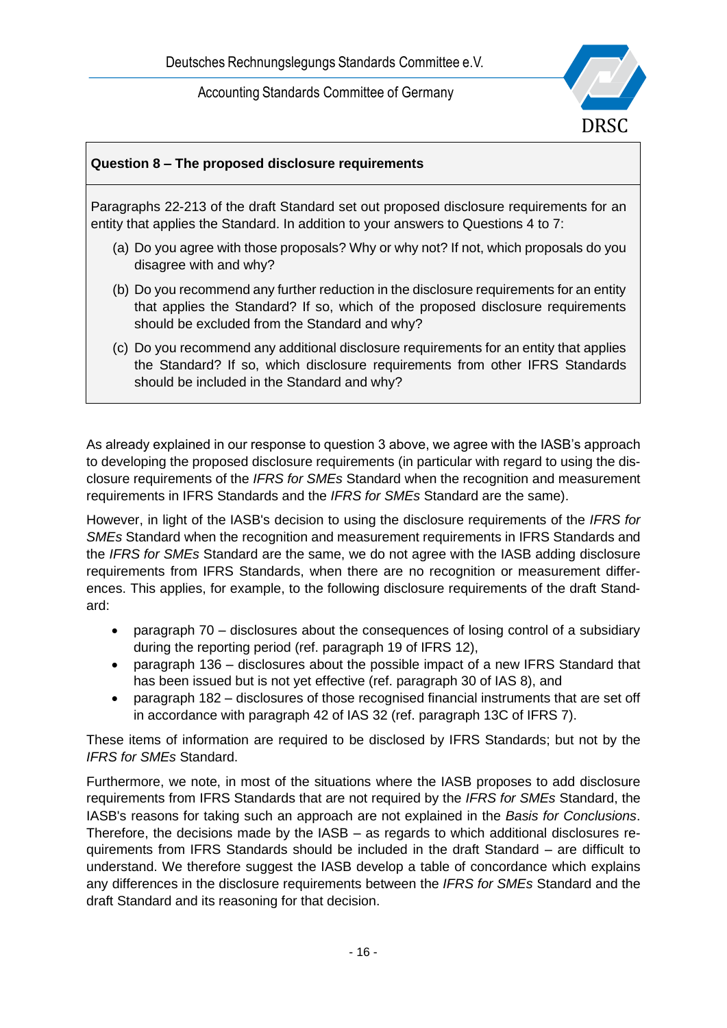**Question 8 – The proposed disclosure requirements**

Paragraphs 22-213 of the draft Standard set out proposed disclosure requirements for an entity that applies the Standard. In addition to your answers to Questions 4 to 7:

(a) Do you agree with those proposals? Why or why not? If not, which proposals do you disagree with and why?

(b) Do you recommend any further reduction in the disclosure requirements for an entity that applies the Standard? If so, which of the proposed disclosure requirements should be excluded from the Standard and why?

(c) Do you recommend any additional disclosure requirements for an entity that applies the Standard? If so, which disclosure requirements from other IFRS Standards should be included in the Standard and why?

As already explained in our response to question 3 above, we agree with the IASB's approach to developing the proposed disclosure requirements (in particular with regard to using the disclosure requirements of the *IFRS for SMEs* Standard when the recognition and measurement requirements in IFRS Standards and the *IFRS for SMEs* Standard are the same).

However, in light of the IASB's decision to using the disclosure requirements of the *IFRS for SMEs* Standard when the recognition and measurement requirements in IFRS Standards and the *IFRS for SMEs* Standard are the same, we do not agree with the IASB adding disclosure requirements from IFRS Standards, when there are no recognition or measurement differences. This applies, for example, to the following disclosure requirements of the draft Standard:

- paragraph 70 – disclosures about the consequences of losing control of a subsidiary during the reporting period (ref. paragraph 19 of IFRS 12),
- paragraph 136 – disclosures about the possible impact of a new IFRS Standard that has been issued but is not yet effective (ref. paragraph 30 of IAS 8), and
- paragraph 182 – disclosures of those recognised financial instruments that are set off in accordance with paragraph 42 of IAS 32 (ref. paragraph 13C of IFRS 7).

These items of information are required to be disclosed by IFRS Standards; but not by the *IFRS for SMEs* Standard.

Furthermore, we note, in most of the situations where the IASB proposes to add disclosure requirements from IFRS Standards that are not required by the *IFRS for SMEs* Standard, the IASB's reasons for taking such an approach are not explained in the *Basis for Conclusions*. Therefore, the decisions made by the IASB – as regards to which additional disclosures requirements from IFRS Standards should be included in the draft Standard – are difficult to understand. We therefore suggest the IASB develop a table of concordance which explains any differences in the disclosure requirements between the *IFRS for SMEs* Standard and the draft Standard and its reasoning for that decision.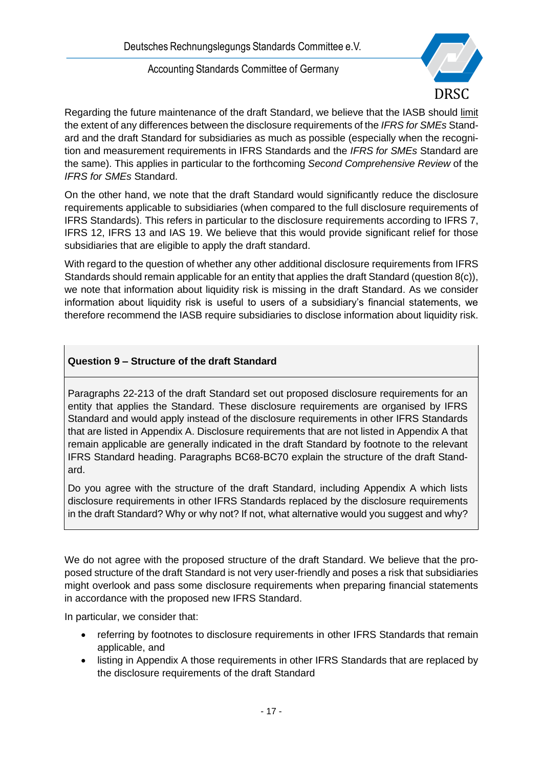Regarding the future maintenance of the draft Standard, we believe that the IASB should limit the extent of any differences between the disclosure requirements of the *IFRS for SMEs* Standard and the draft Standard for subsidiaries as much as possible (especially when the recognition and measurement requirements in IFRS Standards and the *IFRS for SMEs* Standard are the same). This applies in particular to the forthcoming *Second Comprehensive Review* of the *IFRS for SMEs* Standard.

On the other hand, we note that the draft Standard would significantly reduce the disclosure requirements applicable to subsidiaries (when compared to the full disclosure requirements of IFRS Standards). This refers in particular to the disclosure requirements according to IFRS 7, IFRS 12, IFRS 13 and IAS 19. We believe that this would provide significant relief for those subsidiaries that are eligible to apply the draft standard.

With regard to the question of whether any other additional disclosure requirements from IFRS Standards should remain applicable for an entity that applies the draft Standard (question 8(c)), we note that information about liquidity risk is missing in the draft Standard. As we consider information about liquidity risk is useful to users of a subsidiary's financial statements, we therefore recommend the IASB require subsidiaries to disclose information about liquidity risk.

| **Question 9 – Structure of the draft Standard** |
|---|
| Paragraphs 22-213 of the draft Standard set out proposed disclosure requirements for an entity that applies the Standard. These disclosure requirements are organised by IFRS Standard and would apply instead of the disclosure requirements in other IFRS Standards that are listed in Appendix A. Disclosure requirements that are not listed in Appendix A that remain applicable are generally indicated in the draft Standard by footnote to the relevant IFRS Standard heading. Paragraphs BC68-BC70 explain the structure of the draft Standard.<br><br>Do you agree with the structure of the draft Standard, including Appendix A which lists disclosure requirements in other IFRS Standards replaced by the disclosure requirements in the draft Standard? Why or why not? If not, what alternative would you suggest and why? |

We do not agree with the proposed structure of the draft Standard. We believe that the proposed structure of the draft Standard is not very user-friendly and poses a risk that subsidiaries might overlook and pass some disclosure requirements when preparing financial statements in accordance with the proposed new IFRS Standard.

In particular, we consider that:

- referring by footnotes to disclosure requirements in other IFRS Standards that remain applicable, and
- listing in Appendix A those requirements in other IFRS Standards that are replaced by the disclosure requirements of the draft Standard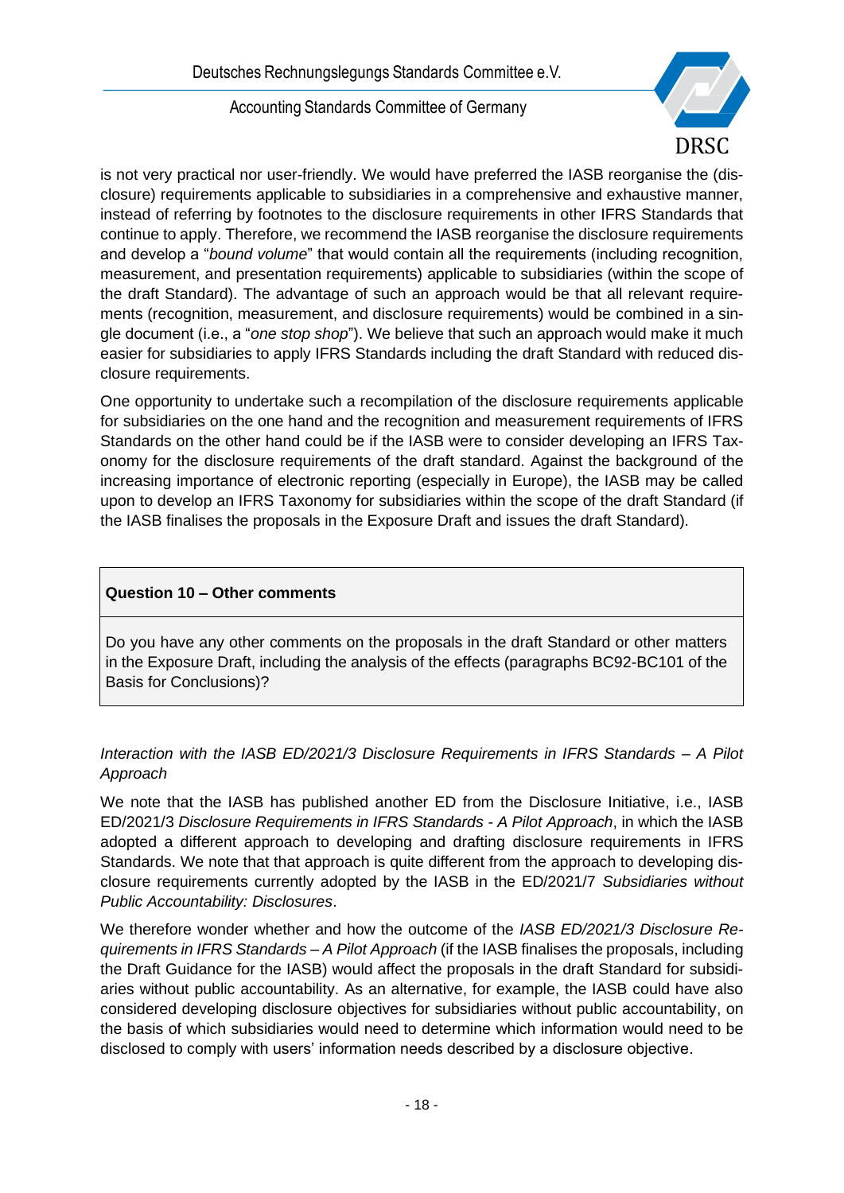is not very practical nor user-friendly. We would have preferred the IASB reorganise the (disclosure) requirements applicable to subsidiaries in a comprehensive and exhaustive manner, instead of referring by footnotes to the disclosure requirements in other IFRS Standards that continue to apply. Therefore, we recommend the IASB reorganise the disclosure requirements and develop a "*bound volume*" that would contain all the requirements (including recognition, measurement, and presentation requirements) applicable to subsidiaries (within the scope of the draft Standard). The advantage of such an approach would be that all relevant requirements (recognition, measurement, and disclosure requirements) would be combined in a single document (i.e., a "*one stop shop*"). We believe that such an approach would make it much easier for subsidiaries to apply IFRS Standards including the draft Standard with reduced disclosure requirements.

One opportunity to undertake such a recompilation of the disclosure requirements applicable for subsidiaries on the one hand and the recognition and measurement requirements of IFRS Standards on the other hand could be if the IASB were to consider developing an IFRS Taxonomy for the disclosure requirements of the draft standard. Against the background of the increasing importance of electronic reporting (especially in Europe), the IASB may be called upon to develop an IFRS Taxonomy for subsidiaries within the scope of the draft Standard (if the IASB finalises the proposals in the Exposure Draft and issues the draft Standard).

| **Question 10 – Other comments** |
|---|
| Do you have any other comments on the proposals in the draft Standard or other matters in the Exposure Draft, including the analysis of the effects (paragraphs BC92-BC101 of the Basis for Conclusions)? |

*Interaction with the IASB ED/2021/3 Disclosure Requirements in IFRS Standards – A Pilot Approach*

We note that the IASB has published another ED from the Disclosure Initiative, i.e., IASB ED/2021/3 *Disclosure Requirements in IFRS Standards - A Pilot Approach*, in which the IASB adopted a different approach to developing and drafting disclosure requirements in IFRS Standards. We note that that approach is quite different from the approach to developing disclosure requirements currently adopted by the IASB in the ED/2021/7 *Subsidiaries without Public Accountability: Disclosures*.

We therefore wonder whether and how the outcome of the *IASB ED/2021/3 Disclosure Requirements in IFRS Standards – A Pilot Approach* (if the IASB finalises the proposals, including the Draft Guidance for the IASB) would affect the proposals in the draft Standard for subsidiaries without public accountability. As an alternative, for example, the IASB could have also considered developing disclosure objectives for subsidiaries without public accountability, on the basis of which subsidiaries would need to determine which information would need to be disclosed to comply with users' information needs described by a disclosure objective.